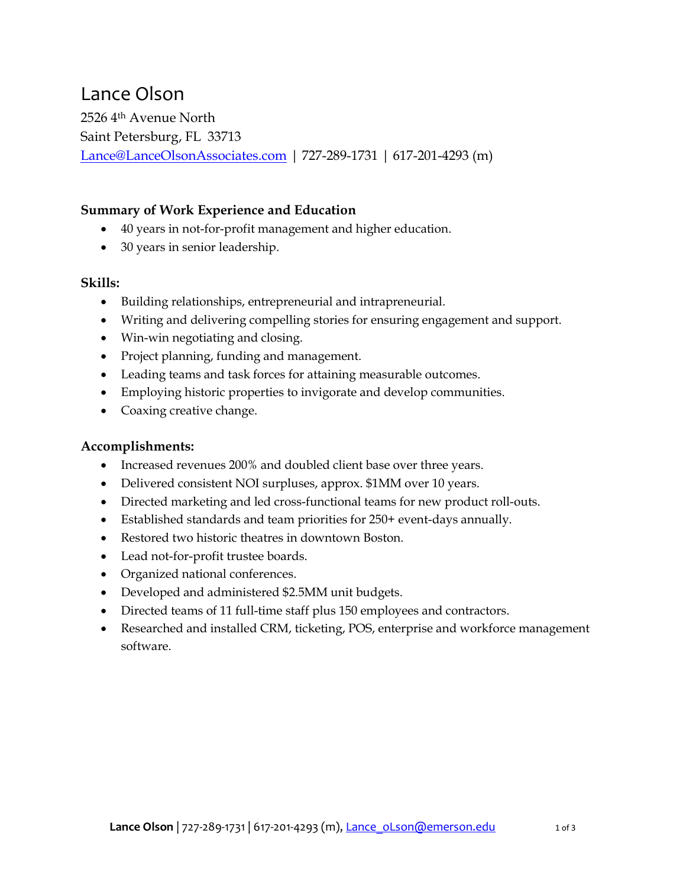# Lance Olson

2526 4th Avenue North
Saint Petersburg, FL 33713
Lance@LanceOlsonAssociates.com | 727-289-1731 | 617-201-4293 (m)

### Summary of Work Experience and Education

- 40 years in not-for-profit management and higher education.
- 30 years in senior leadership.

### Skills:

- Building relationships, entrepreneurial and intrapreneurial.
- Writing and delivering compelling stories for ensuring engagement and support.
- Win-win negotiating and closing.
- Project planning, funding and management.
- Leading teams and task forces for attaining measurable outcomes.
- Employing historic properties to invigorate and develop communities.
- Coaxing creative change.

### Accomplishments:

- Increased revenues 200% and doubled client base over three years.
- Delivered consistent NOI surpluses, approx. $1MM over 10 years.
- Directed marketing and led cross-functional teams for new product roll-outs.
- Established standards and team priorities for 250+ event-days annually.
- Restored two historic theatres in downtown Boston.
- Lead not-for-profit trustee boards.
- Organized national conferences.
- Developed and administered $2.5MM unit budgets.
- Directed teams of 11 full-time staff plus 150 employees and contractors.
- Researched and installed CRM, ticketing, POS, enterprise and workforce management software.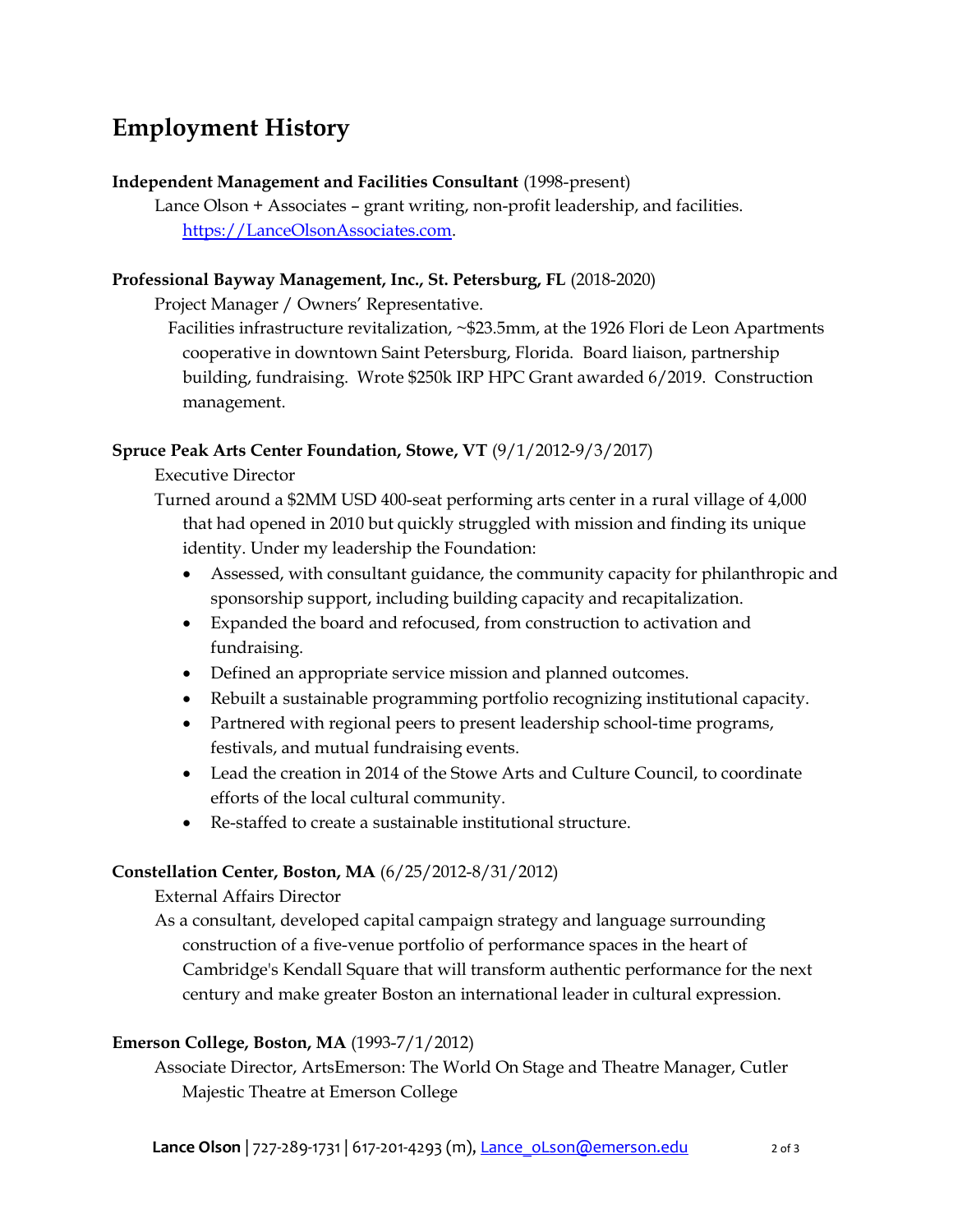# Employment History

**Independent Management and Facilities Consultant** (1998-present)

Lance Olson + Associates – grant writing, non-profit leadership, and facilities. https://LanceOlsonAssociates.com.

**Professional Bayway Management, Inc., St. Petersburg, FL** (2018-2020)

Project Manager / Owners' Representative.

Facilities infrastructure revitalization, ~$23.5mm, at the 1926 Flori de Leon Apartments cooperative in downtown Saint Petersburg, Florida. Board liaison, partnership building, fundraising. Wrote $250k IRP HPC Grant awarded 6/2019. Construction management.

**Spruce Peak Arts Center Foundation, Stowe, VT** (9/1/2012-9/3/2017)

Executive Director

Turned around a $2MM USD 400-seat performing arts center in a rural village of 4,000 that had opened in 2010 but quickly struggled with mission and finding its unique identity. Under my leadership the Foundation:

- Assessed, with consultant guidance, the community capacity for philanthropic and sponsorship support, including building capacity and recapitalization.
- Expanded the board and refocused, from construction to activation and fundraising.
- Defined an appropriate service mission and planned outcomes.
- Rebuilt a sustainable programming portfolio recognizing institutional capacity.
- Partnered with regional peers to present leadership school-time programs, festivals, and mutual fundraising events.
- Lead the creation in 2014 of the Stowe Arts and Culture Council, to coordinate efforts of the local cultural community.
- Re-staffed to create a sustainable institutional structure.

**Constellation Center, Boston, MA** (6/25/2012-8/31/2012)

External Affairs Director

As a consultant, developed capital campaign strategy and language surrounding construction of a five-venue portfolio of performance spaces in the heart of Cambridge's Kendall Square that will transform authentic performance for the next century and make greater Boston an international leader in cultural expression.

**Emerson College, Boston, MA** (1993-7/1/2012)

Associate Director, ArtsEmerson: The World On Stage and Theatre Manager, Cutler Majestic Theatre at Emerson College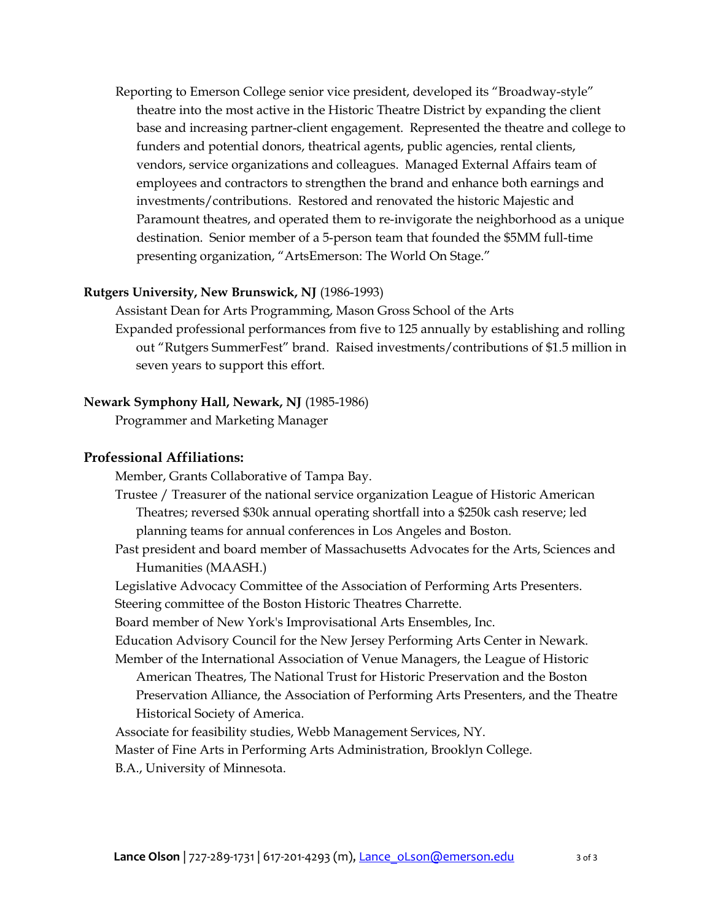Reporting to Emerson College senior vice president, developed its "Broadway-style" theatre into the most active in the Historic Theatre District by expanding the client base and increasing partner-client engagement. Represented the theatre and college to funders and potential donors, theatrical agents, public agencies, rental clients, vendors, service organizations and colleagues. Managed External Affairs team of employees and contractors to strengthen the brand and enhance both earnings and investments/contributions. Restored and renovated the historic Majestic and Paramount theatres, and operated them to re-invigorate the neighborhood as a unique destination. Senior member of a 5-person team that founded the $5MM full-time presenting organization, "ArtsEmerson: The World On Stage."

**Rutgers University, New Brunswick, NJ** (1986-1993)

Assistant Dean for Arts Programming, Mason Gross School of the Arts

Expanded professional performances from five to 125 annually by establishing and rolling out "Rutgers SummerFest" brand. Raised investments/contributions of $1.5 million in seven years to support this effort.

**Newark Symphony Hall, Newark, NJ** (1985-1986)

Programmer and Marketing Manager

## Professional Affiliations:

Member, Grants Collaborative of Tampa Bay.

Trustee / Treasurer of the national service organization League of Historic American Theatres; reversed $30k annual operating shortfall into a $250k cash reserve; led planning teams for annual conferences in Los Angeles and Boston.

Past president and board member of Massachusetts Advocates for the Arts, Sciences and Humanities (MAASH.)

Legislative Advocacy Committee of the Association of Performing Arts Presenters.

Steering committee of the Boston Historic Theatres Charrette.

Board member of New York's Improvisational Arts Ensembles, Inc.

Education Advisory Council for the New Jersey Performing Arts Center in Newark.

Member of the International Association of Venue Managers, the League of Historic American Theatres, The National Trust for Historic Preservation and the Boston Preservation Alliance, the Association of Performing Arts Presenters, and the Theatre Historical Society of America.

Associate for feasibility studies, Webb Management Services, NY.

Master of Fine Arts in Performing Arts Administration, Brooklyn College.

B.A., University of Minnesota.

**Lance Olson** | 727-289-1731 | 617-201-4293 (m), Lance_oLson@emerson.edu